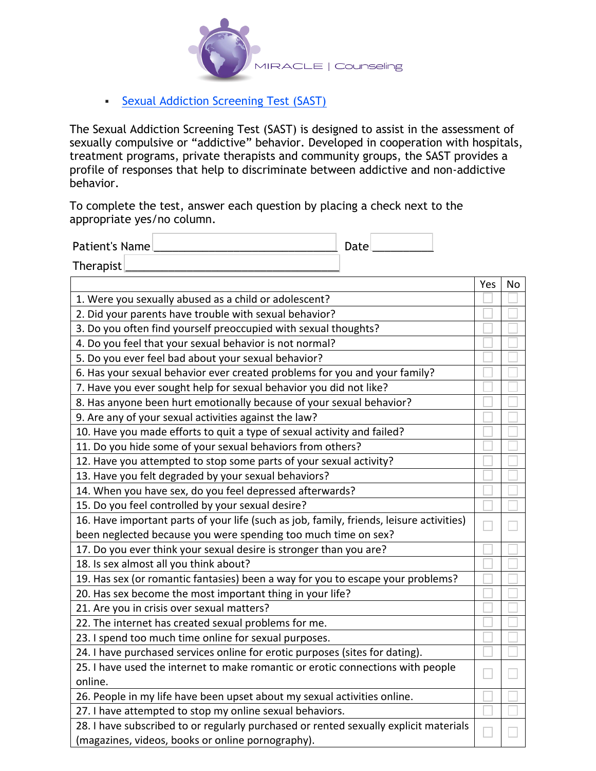MIRACLE | Counseling

- [Sexual Addiction Screening Test (SAST)]

The Sexual Addiction Screening Test (SAST) is designed to assist in the assessment of sexually compulsive or "addictive" behavior. Developed in cooperation with hospitals, treatment programs, private therapists and community groups, the SAST provides a profile of responses that help to discriminate between addictive and non-addictive behavior.

To complete the test, answer each question by placing a check next to the appropriate yes/no column.

Patient's Name ______________________________ Date __________

Therapist ____________________________________

| | Yes | No |
|---|---|---|
| 1. Were you sexually abused as a child or adolescent? | ☐ | ☐ |
| 2. Did your parents have trouble with sexual behavior? | ☐ | ☐ |
| 3. Do you often find yourself preoccupied with sexual thoughts? | ☐ | ☐ |
| 4. Do you feel that your sexual behavior is not normal? | ☐ | ☐ |
| 5. Do you ever feel bad about your sexual behavior? | ☐ | ☐ |
| 6. Has your sexual behavior ever created problems for you and your family? | ☐ | ☐ |
| 7. Have you ever sought help for sexual behavior you did not like? | ☐ | ☐ |
| 8. Has anyone been hurt emotionally because of your sexual behavior? | ☐ | ☐ |
| 9. Are any of your sexual activities against the law? | ☐ | ☐ |
| 10. Have you made efforts to quit a type of sexual activity and failed? | ☐ | ☐ |
| 11. Do you hide some of your sexual behaviors from others? | ☐ | ☐ |
| 12. Have you attempted to stop some parts of your sexual activity? | ☐ | ☐ |
| 13. Have you felt degraded by your sexual behaviors? | ☐ | ☐ |
| 14. When you have sex, do you feel depressed afterwards? | ☐ | ☐ |
| 15. Do you feel controlled by your sexual desire? | ☐ | ☐ |
| 16. Have important parts of your life (such as job, family, friends, leisure activities) been neglected because you were spending too much time on sex? | ☐ | ☐ |
| 17. Do you ever think your sexual desire is stronger than you are? | ☐ | ☐ |
| 18. Is sex almost all you think about? | ☐ | ☐ |
| 19. Has sex (or romantic fantasies) been a way for you to escape your problems? | ☐ | ☐ |
| 20. Has sex become the most important thing in your life? | ☐ | ☐ |
| 21. Are you in crisis over sexual matters? | ☐ | ☐ |
| 22. The internet has created sexual problems for me. | ☐ | ☐ |
| 23. I spend too much time online for sexual purposes. | ☐ | ☐ |
| 24. I have purchased services online for erotic purposes (sites for dating). | ☐ | ☐ |
| 25. I have used the internet to make romantic or erotic connections with people online. | ☐ | ☐ |
| 26. People in my life have been upset about my sexual activities online. | ☐ | ☐ |
| 27. I have attempted to stop my online sexual behaviors. | ☐ | ☐ |
| 28. I have subscribed to or regularly purchased or rented sexually explicit materials (magazines, videos, books or online pornography). | ☐ | ☐ |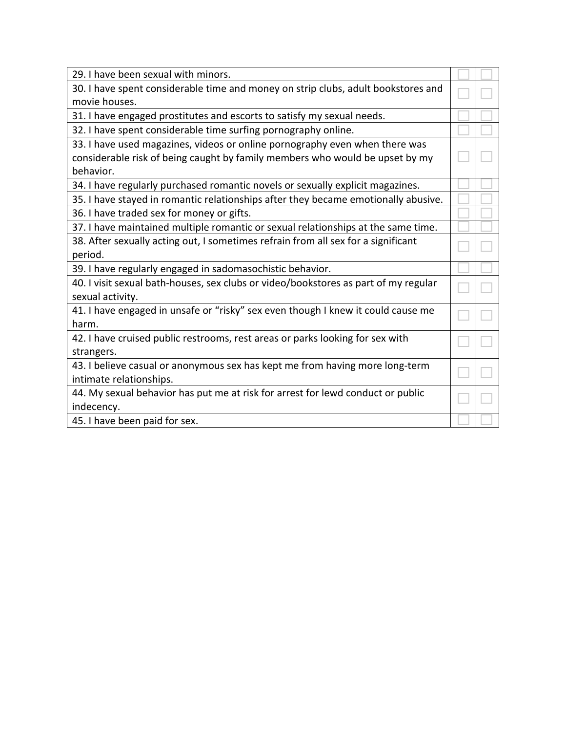| | | |
|---|---|---|
| 29. I have been sexual with minors. | ☐ | ☐ |
| 30. I have spent considerable time and money on strip clubs, adult bookstores and movie houses. | ☐ | ☐ |
| 31. I have engaged prostitutes and escorts to satisfy my sexual needs. | ☐ | ☐ |
| 32. I have spent considerable time surfing pornography online. | ☐ | ☐ |
| 33. I have used magazines, videos or online pornography even when there was considerable risk of being caught by family members who would be upset by my behavior. | ☐ | ☐ |
| 34. I have regularly purchased romantic novels or sexually explicit magazines. | ☐ | ☐ |
| 35. I have stayed in romantic relationships after they became emotionally abusive. | ☐ | ☐ |
| 36. I have traded sex for money or gifts. | ☐ | ☐ |
| 37. I have maintained multiple romantic or sexual relationships at the same time. | ☐ | ☐ |
| 38. After sexually acting out, I sometimes refrain from all sex for a significant period. | ☐ | ☐ |
| 39. I have regularly engaged in sadomasochistic behavior. | ☐ | ☐ |
| 40. I visit sexual bath-houses, sex clubs or video/bookstores as part of my regular sexual activity. | ☐ | ☐ |
| 41. I have engaged in unsafe or "risky" sex even though I knew it could cause me harm. | ☐ | ☐ |
| 42. I have cruised public restrooms, rest areas or parks looking for sex with strangers. | ☐ | ☐ |
| 43. I believe casual or anonymous sex has kept me from having more long-term intimate relationships. | ☐ | ☐ |
| 44. My sexual behavior has put me at risk for arrest for lewd conduct or public indecency. | ☐ | ☐ |
| 45. I have been paid for sex. | ☐ | ☐ |